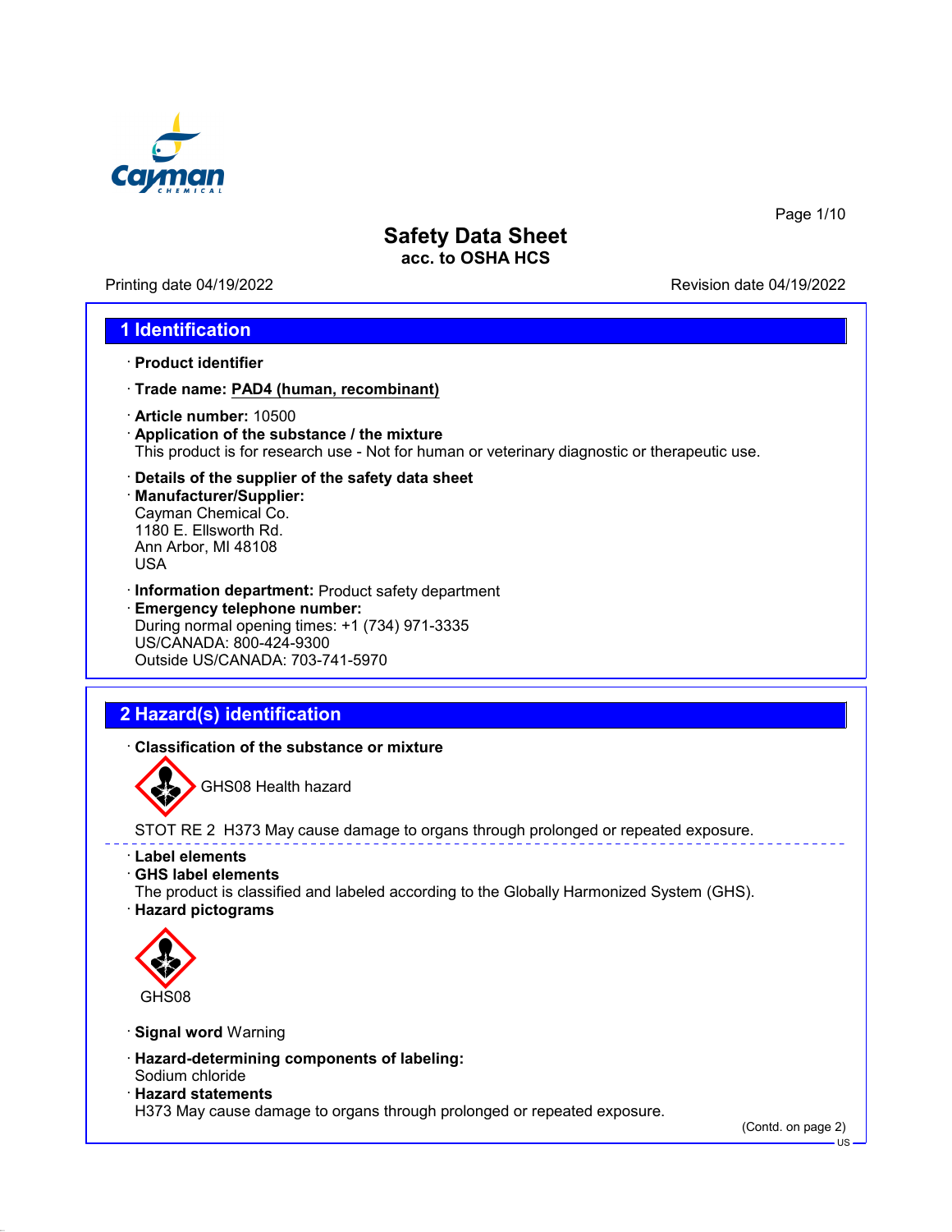# Safety Data Sheet
**acc. to OSHA HCS**

Printing date 04/19/2022 Revision date 04/19/2022

## 1 Identification

· **Product identifier**

· **Trade name: PAD4 (human, recombinant)**

· **Article number:** 10500

· **Application of the substance / the mixture**
This product is for research use - Not for human or veterinary diagnostic or therapeutic use.

· **Details of the supplier of the safety data sheet**

· **Manufacturer/Supplier:**
Cayman Chemical Co.
1180 E. Ellsworth Rd.
Ann Arbor, MI 48108
USA

· **Information department:** Product safety department

· **Emergency telephone number:**
During normal opening times: +1 (734) 971-3335
US/CANADA: 800-424-9300
Outside US/CANADA: 703-741-5970

## 2 Hazard(s) identification

· **Classification of the substance or mixture**

GHS08 Health hazard

STOT RE 2 H373 May cause damage to organs through prolonged or repeated exposure.

· **Label elements**

· **GHS label elements**
The product is classified and labeled according to the Globally Harmonized System (GHS).

· **Hazard pictograms**

GHS08

· **Signal word** Warning

· **Hazard-determining components of labeling:**
Sodium chloride

· **Hazard statements**
H373 May cause damage to organs through prolonged or repeated exposure.

(Contd. on page 2)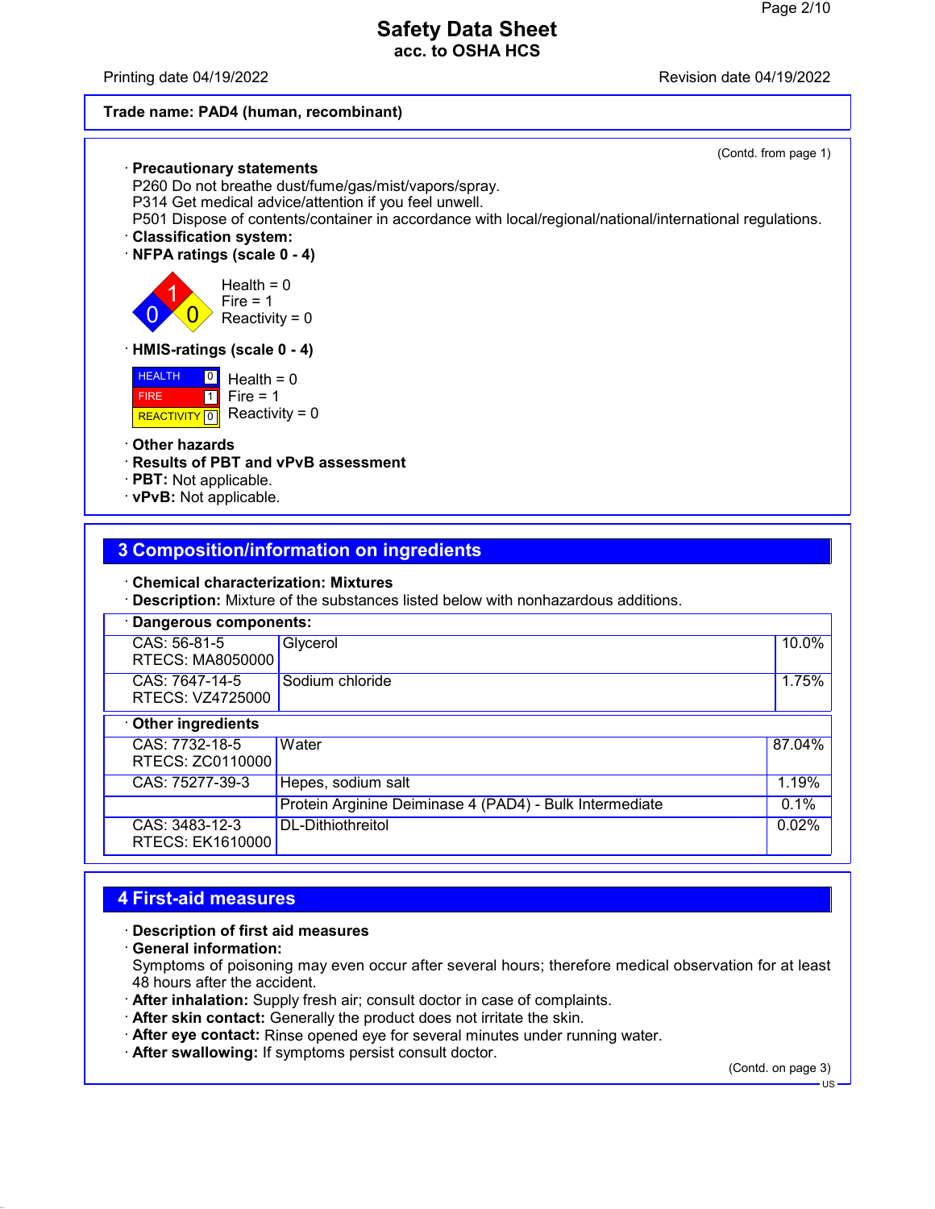Trade name: PAD4 (human, recombinant)

(Contd. from page 1)

· **Precautionary statements**
P260 Do not breathe dust/fume/gas/mist/vapors/spray.
P314 Get medical advice/attention if you feel unwell.
P501 Dispose of contents/container in accordance with local/regional/national/international regulations.
· **Classification system:**
· **NFPA ratings (scale 0 - 4)**

Health = 0
Fire = 1
Reactivity = 0

· **HMIS-ratings (scale 0 - 4)**

| | | |
|---|---|---|
| HEALTH | 0 | Health = 0 |
| FIRE | 1 | Fire = 1 |
| REACTIVITY | 0 | Reactivity = 0 |

· **Other hazards**
· **Results of PBT and vPvB assessment**
· **PBT:** Not applicable.
· **vPvB:** Not applicable.

## 3 Composition/information on ingredients

· **Chemical characterization: Mixtures**
· **Description:** Mixture of the substances listed below with nonhazardous additions.

| · **Dangerous components:** | | |
|---|---|---|
| CAS: 56-81-5<br>RTECS: MA8050000 | Glycerol | 10.0% |
| CAS: 7647-14-5<br>RTECS: VZ4725000 | Sodium chloride | 1.75% |

| · **Other ingredients** | | |
|---|---|---|
| CAS: 7732-18-5<br>RTECS: ZC0110000 | Water | 87.04% |
| CAS: 75277-39-3 | Hepes, sodium salt | 1.19% |
| | Protein Arginine Deiminase 4 (PAD4) - Bulk Intermediate | 0.1% |
| CAS: 3483-12-3<br>RTECS: EK1610000 | DL-Dithiothreitol | 0.02% |

## 4 First-aid measures

· **Description of first aid measures**
· **General information:**
Symptoms of poisoning may even occur after several hours; therefore medical observation for at least 48 hours after the accident.
· **After inhalation:** Supply fresh air; consult doctor in case of complaints.
· **After skin contact:** Generally the product does not irritate the skin.
· **After eye contact:** Rinse opened eye for several minutes under running water.
· **After swallowing:** If symptoms persist consult doctor.

(Contd. on page 3)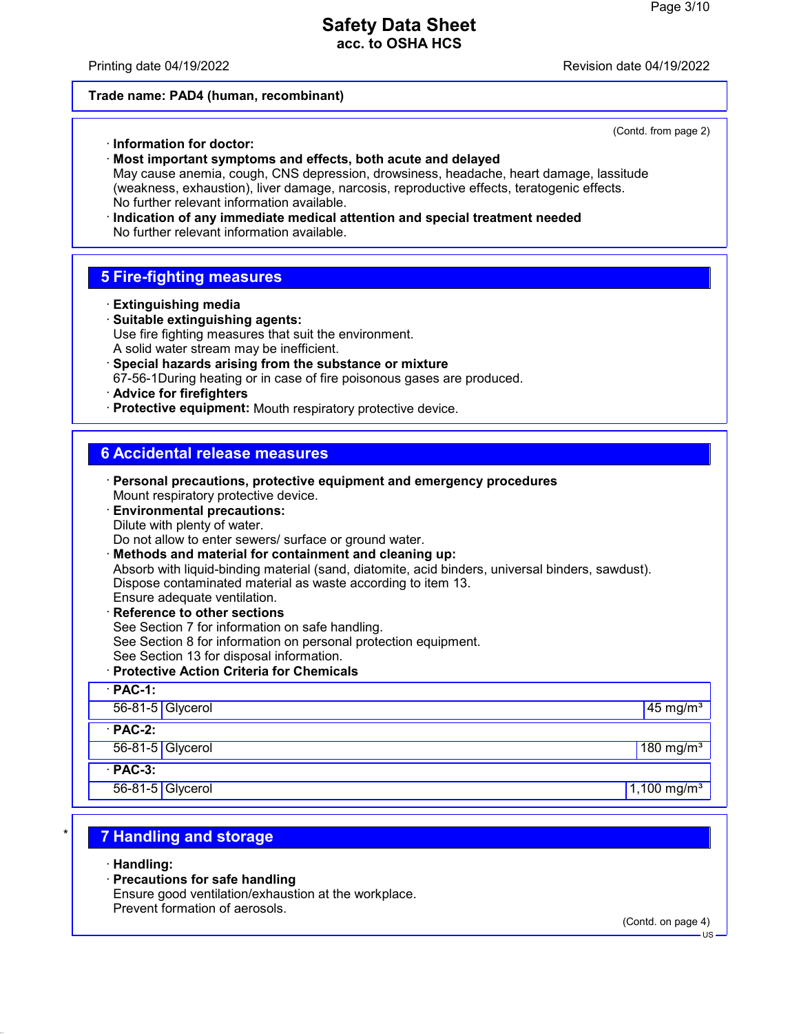**Trade name: PAD4 (human, recombinant)**

(Contd. from page 2)

· **Information for doctor:**
· **Most important symptoms and effects, both acute and delayed**
May cause anemia, cough, CNS depression, drowsiness, headache, heart damage, lassitude (weakness, exhaustion), liver damage, narcosis, reproductive effects, teratogenic effects.
No further relevant information available.
· **Indication of any immediate medical attention and special treatment needed**
No further relevant information available.

## 5 Fire-fighting measures

· **Extinguishing media**
· **Suitable extinguishing agents:**
Use fire fighting measures that suit the environment.
A solid water stream may be inefficient.
· **Special hazards arising from the substance or mixture**
67-56-1During heating or in case of fire poisonous gases are produced.
· **Advice for firefighters**
· **Protective equipment:** Mouth respiratory protective device.

## 6 Accidental release measures

· **Personal precautions, protective equipment and emergency procedures**
Mount respiratory protective device.
· **Environmental precautions:**
Dilute with plenty of water.
Do not allow to enter sewers/ surface or ground water.
· **Methods and material for containment and cleaning up:**
Absorb with liquid-binding material (sand, diatomite, acid binders, universal binders, sawdust).
Dispose contaminated material as waste according to item 13.
Ensure adequate ventilation.
· **Reference to other sections**
See Section 7 for information on safe handling.
See Section 8 for information on personal protection equipment.
See Section 13 for disposal information.
· **Protective Action Criteria for Chemicals**

| · **PAC-1:** | | |
|---|---|---|
| 56-81-5 | Glycerol | 45 mg/m³ |
| · **PAC-2:** | | |
| 56-81-5 | Glycerol | 180 mg/m³ |
| · **PAC-3:** | | |
| 56-81-5 | Glycerol | 1,100 mg/m³ |

## * 7 Handling and storage

· **Handling:**
· **Precautions for safe handling**
Ensure good ventilation/exhaustion at the workplace.
Prevent formation of aerosols.

(Contd. on page 4)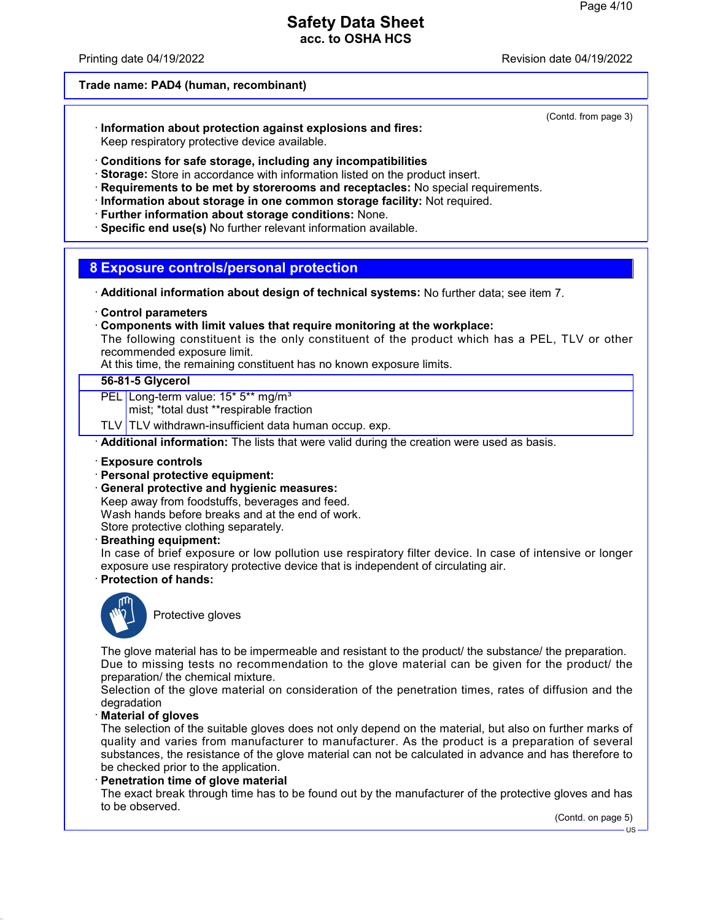Trade name: PAD4 (human, recombinant)

(Contd. from page 3)

· **Information about protection against explosions and fires:**
Keep respiratory protective device available.

· **Conditions for safe storage, including any incompatibilities**
· **Storage:** Store in accordance with information listed on the product insert.
· **Requirements to be met by storerooms and receptacles:** No special requirements.
· **Information about storage in one common storage facility:** Not required.
· **Further information about storage conditions:** None.
· **Specific end use(s)** No further relevant information available.

## 8 Exposure controls/personal protection

· **Additional information about design of technical systems:** No further data; see item 7.

· **Control parameters**
· **Components with limit values that require monitoring at the workplace:**
The following constituent is the only constituent of the product which has a PEL, TLV or other recommended exposure limit.
At this time, the remaining constituent has no known exposure limits.

| 56-81-5 Glycerol | |
|---|---|
| PEL | Long-term value: 15* 5** mg/m³<br>mist; *total dust **respirable fraction |
| TLV | TLV withdrawn-insufficient data human occup. exp. |

· **Additional information:** The lists that were valid during the creation were used as basis.

· **Exposure controls**
· **Personal protective equipment:**
· **General protective and hygienic measures:**
Keep away from foodstuffs, beverages and feed.
Wash hands before breaks and at the end of work.
Store protective clothing separately.
· **Breathing equipment:**
In case of brief exposure or low pollution use respiratory filter device. In case of intensive or longer exposure use respiratory protective device that is independent of circulating air.
· **Protection of hands:**

Protective gloves

The glove material has to be impermeable and resistant to the product/ the substance/ the preparation.
Due to missing tests no recommendation to the glove material can be given for the product/ the preparation/ the chemical mixture.
Selection of the glove material on consideration of the penetration times, rates of diffusion and the degradation
· **Material of gloves**
The selection of the suitable gloves does not only depend on the material, but also on further marks of quality and varies from manufacturer to manufacturer. As the product is a preparation of several substances, the resistance of the glove material can not be calculated in advance and has therefore to be checked prior to the application.
· **Penetration time of glove material**
The exact break through time has to be found out by the manufacturer of the protective gloves and has to be observed.

(Contd. on page 5)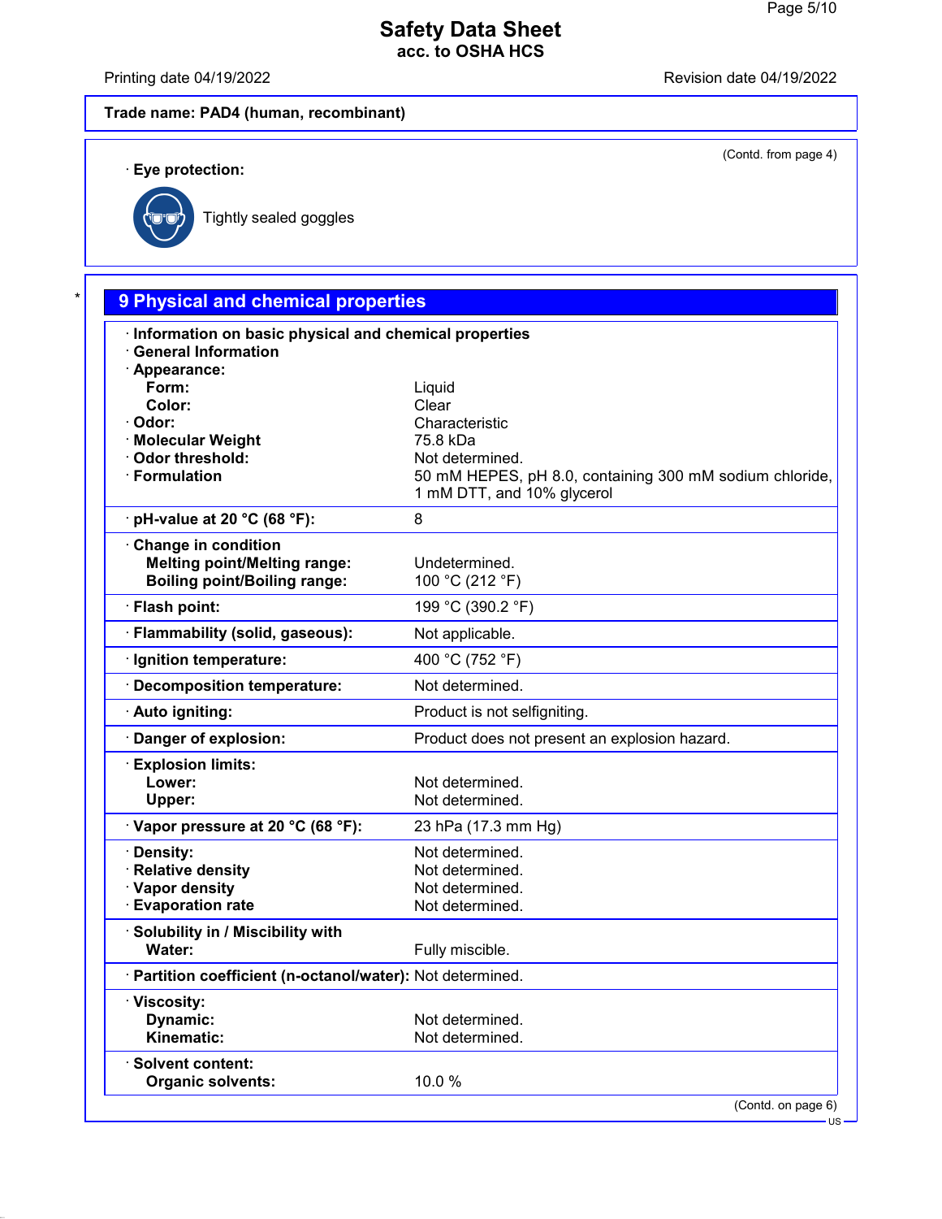**Trade name: PAD4 (human, recombinant)**

(Contd. from page 4)

· **Eye protection:**

Tightly sealed goggles

## 9 Physical and chemical properties

| | |
|---|---|
| · **Information on basic physical and chemical properties** | |
| · **General Information** | |
| · **Appearance:** | |
| **Form:** | Liquid |
| **Color:** | Clear |
| · **Odor:** | Characteristic |
| · **Molecular Weight** | 75.8 kDa |
| · **Odor threshold:** | Not determined. |
| · **Formulation** | 50 mM HEPES, pH 8.0, containing 300 mM sodium chloride, 1 mM DTT, and 10% glycerol |
| · **pH-value at 20 °C (68 °F):** | 8 |
| · **Change in condition** | |
| **Melting point/Melting range:** | Undetermined. |
| **Boiling point/Boiling range:** | 100 °C (212 °F) |
| · **Flash point:** | 199 °C (390.2 °F) |
| · **Flammability (solid, gaseous):** | Not applicable. |
| · **Ignition temperature:** | 400 °C (752 °F) |
| · **Decomposition temperature:** | Not determined. |
| · **Auto igniting:** | Product is not selfigniting. |
| · **Danger of explosion:** | Product does not present an explosion hazard. |
| · **Explosion limits:** | |
| **Lower:** | Not determined. |
| **Upper:** | Not determined. |
| · **Vapor pressure at 20 °C (68 °F):** | 23 hPa (17.3 mm Hg) |
| · **Density:** | Not determined. |
| · **Relative density** | Not determined. |
| · **Vapor density** | Not determined. |
| · **Evaporation rate** | Not determined. |
| · **Solubility in / Miscibility with** | |
| **Water:** | Fully miscible. |
| · **Partition coefficient (n-octanol/water):** | Not determined. |
| · **Viscosity:** | |
| **Dynamic:** | Not determined. |
| **Kinematic:** | Not determined. |
| · **Solvent content:** | |
| **Organic solvents:** | 10.0 % |

(Contd. on page 6)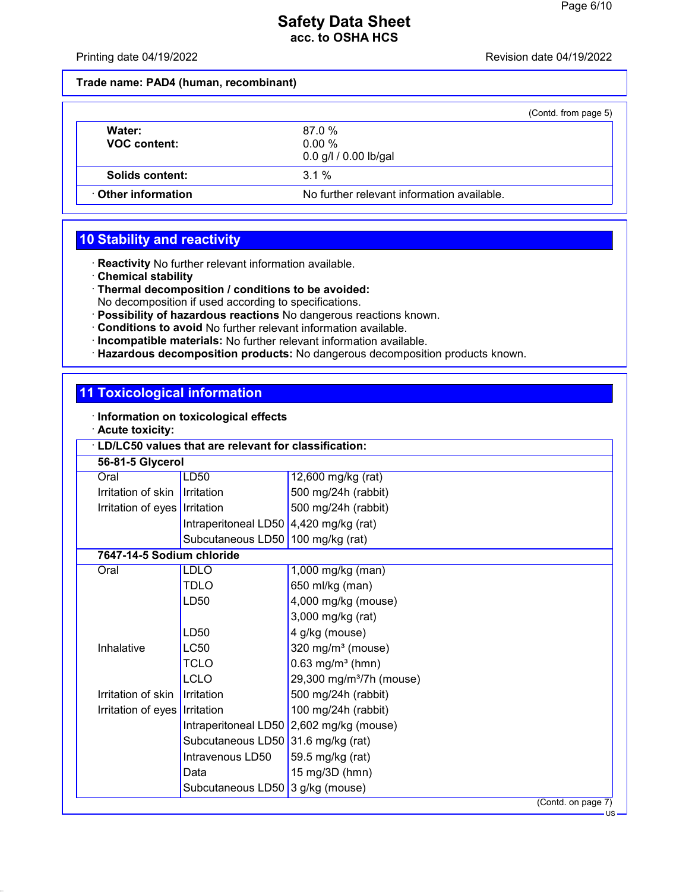**Trade name: PAD4 (human, recombinant)**

(Contd. from page 5)

| | |
|---|---|
| **Water:** | 87.0 % |
| **VOC content:** | 0.00 % |
| | 0.0 g/l / 0.00 lb/gal |
| **Solids content:** | 3.1 % |
| · **Other information** | No further relevant information available. |

## 10 Stability and reactivity

· **Reactivity** No further relevant information available.
· **Chemical stability**
· **Thermal decomposition / conditions to be avoided:**
No decomposition if used according to specifications.
· **Possibility of hazardous reactions** No dangerous reactions known.
· **Conditions to avoid** No further relevant information available.
· **Incompatible materials:** No further relevant information available.
· **Hazardous decomposition products:** No dangerous decomposition products known.

## 11 Toxicological information

· **Information on toxicological effects**
· **Acute toxicity:**

· **LD/LC50 values that are relevant for classification:**

| | | |
|---|---|---|
| **56-81-5 Glycerol** | | |
| Oral | LD50 | 12,600 mg/kg (rat) |
| Irritation of skin | Irritation | 500 mg/24h (rabbit) |
| Irritation of eyes | Irritation | 500 mg/24h (rabbit) |
| | Intraperitoneal LD50 | 4,420 mg/kg (rat) |
| | Subcutaneous LD50 | 100 mg/kg (rat) |
| **7647-14-5 Sodium chloride** | | |
| Oral | LDLO | 1,000 mg/kg (man) |
| | TDLO | 650 ml/kg (man) |
| | LD50 | 4,000 mg/kg (mouse) |
| | | 3,000 mg/kg (rat) |
| | LD50 | 4 g/kg (mouse) |
| Inhalative | LC50 | 320 mg/m³ (mouse) |
| | TCLO | 0.63 mg/m³ (hmn) |
| | LCLO | 29,300 mg/m³/7h (mouse) |
| Irritation of skin | Irritation | 500 mg/24h (rabbit) |
| Irritation of eyes | Irritation | 100 mg/24h (rabbit) |
| | Intraperitoneal LD50 | 2,602 mg/kg (mouse) |
| | Subcutaneous LD50 | 31.6 mg/kg (rat) |
| | Intravenous LD50 | 59.5 mg/kg (rat) |
| | Data | 15 mg/3D (hmn) |
| | Subcutaneous LD50 | 3 g/kg (mouse) |

(Contd. on page 7)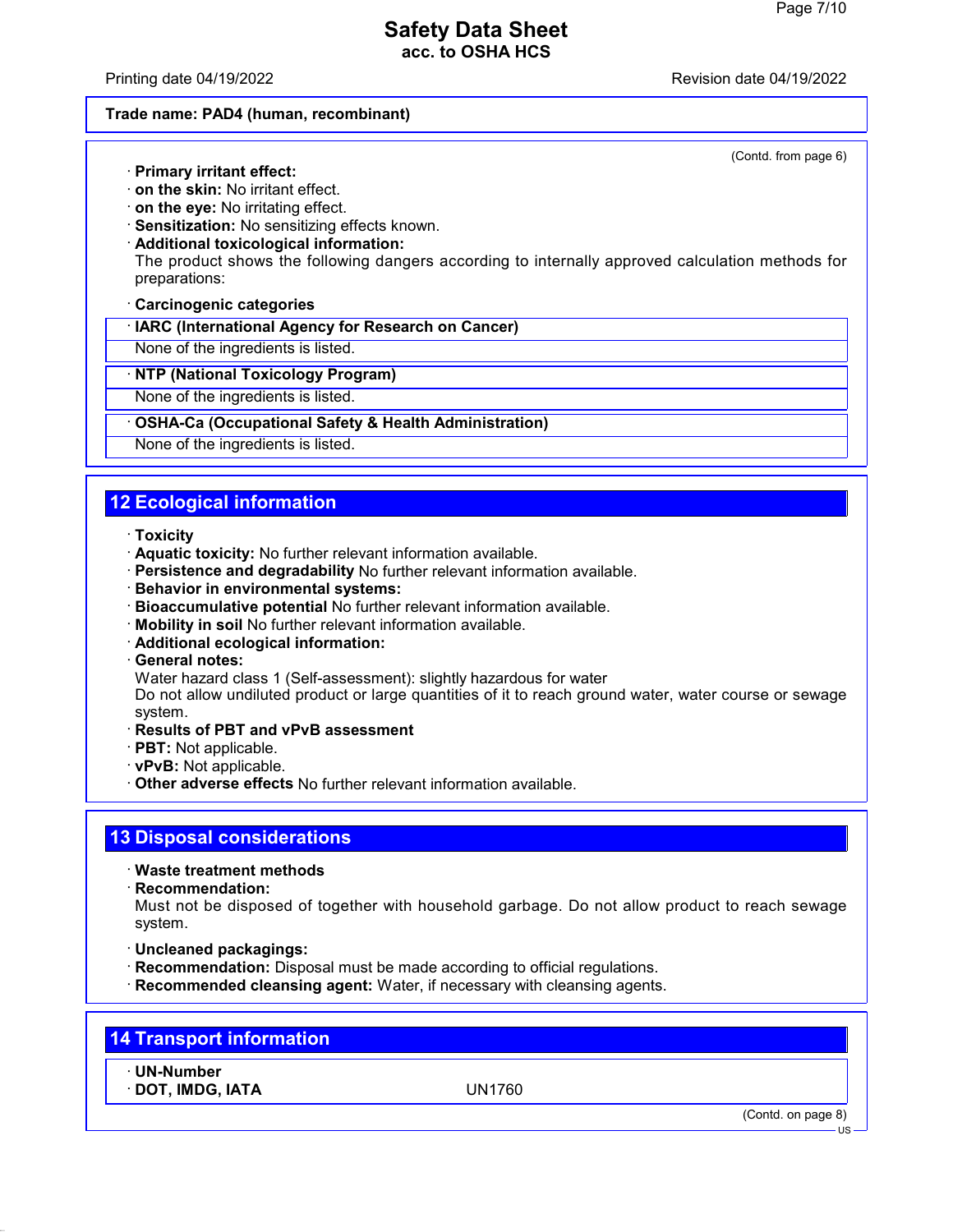**Trade name: PAD4 (human, recombinant)**

(Contd. from page 6)

- **Primary irritant effect:**
- **on the skin:** No irritant effect.
- **on the eye:** No irritating effect.
- **Sensitization:** No sensitizing effects known.
- **Additional toxicological information:**
  The product shows the following dangers according to internally approved calculation methods for preparations:
- **Carcinogenic categories**

| · IARC (International Agency for Research on Cancer) |
|---|
| None of the ingredients is listed. |

| · NTP (National Toxicology Program) |
|---|
| None of the ingredients is listed. |

| · OSHA-Ca (Occupational Safety & Health Administration) |
|---|
| None of the ingredients is listed. |

## 12 Ecological information

- **Toxicity**
- **Aquatic toxicity:** No further relevant information available.
- **Persistence and degradability** No further relevant information available.
- **Behavior in environmental systems:**
- **Bioaccumulative potential** No further relevant information available.
- **Mobility in soil** No further relevant information available.
- **Additional ecological information:**
- **General notes:**
  Water hazard class 1 (Self-assessment): slightly hazardous for water
  Do not allow undiluted product or large quantities of it to reach ground water, water course or sewage system.
- **Results of PBT and vPvB assessment**
- **PBT:** Not applicable.
- **vPvB:** Not applicable.
- **Other adverse effects** No further relevant information available.

## 13 Disposal considerations

- **Waste treatment methods**
- **Recommendation:**
  Must not be disposed of together with household garbage. Do not allow product to reach sewage system.
- **Uncleaned packagings:**
- **Recommendation:** Disposal must be made according to official regulations.
- **Recommended cleansing agent:** Water, if necessary with cleansing agents.

## 14 Transport information

| · UN-Number | |
|---|---|
| · DOT, IMDG, IATA | UN1760 |

(Contd. on page 8)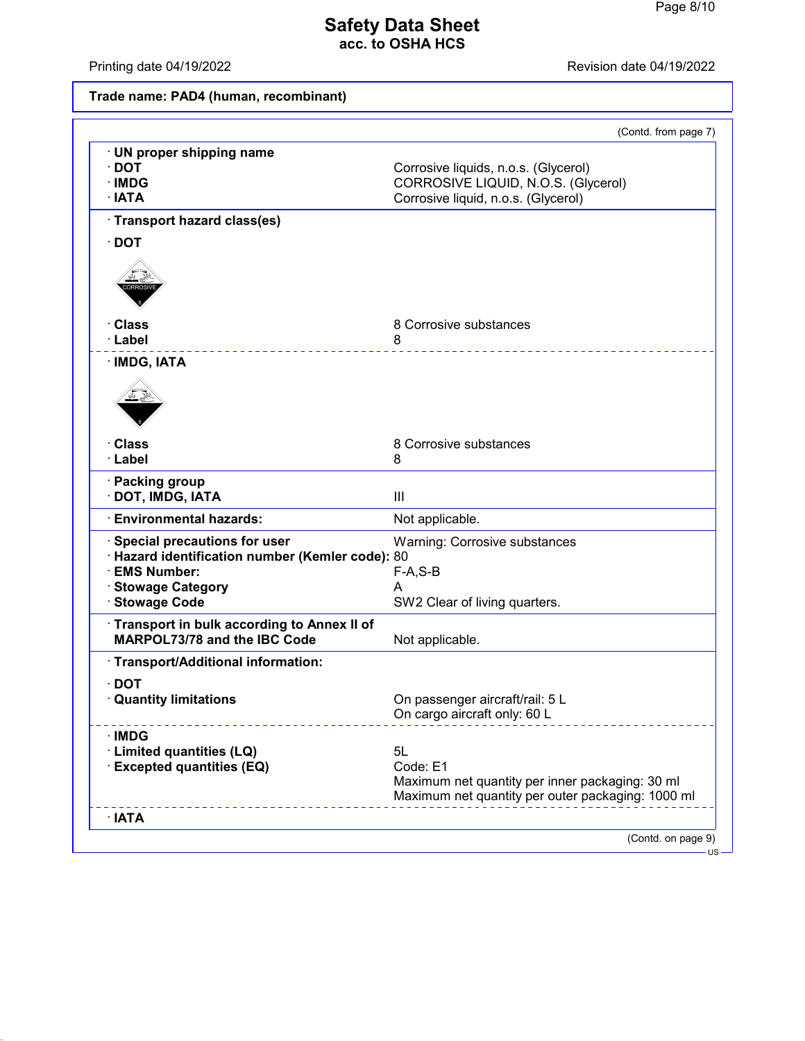**Safety Data Sheet**
**acc. to OSHA HCS**

Printing date 04/19/2022 Revision date 04/19/2022

**Trade name: PAD4 (human, recombinant)**

(Contd. from page 7)

| | |
|---|---|
| · **UN proper shipping name** | |
| · **DOT** | Corrosive liquids, n.o.s. (Glycerol) |
| · **IMDG** | CORROSIVE LIQUID, N.O.S. (Glycerol) |
| · **IATA** | Corrosive liquid, n.o.s. (Glycerol) |
| · **Transport hazard class(es)** | |
| · **DOT** | |
| · **Class** | 8 Corrosive substances |
| · **Label** | 8 |
| · **IMDG, IATA** | |
| · **Class** | 8 Corrosive substances |
| · **Label** | 8 |
| · **Packing group** | |
| · **DOT, IMDG, IATA** | III |
| · **Environmental hazards:** | Not applicable. |
| · **Special precautions for user** | Warning: Corrosive substances |
| · **Hazard identification number (Kemler code):** | 80 |
| · **EMS Number:** | F-A,S-B |
| · **Stowage Category** | A |
| · **Stowage Code** | SW2 Clear of living quarters. |
| · **Transport in bulk according to Annex II of MARPOL73/78 and the IBC Code** | Not applicable. |
| · **Transport/Additional information:** | |
| · **DOT** | |
| · **Quantity limitations** | On passenger aircraft/rail: 5 L<br>On cargo aircraft only: 60 L |
| · **IMDG** | |
| · **Limited quantities (LQ)** | 5L |
| · **Excepted quantities (EQ)** | Code: E1<br>Maximum net quantity per inner packaging: 30 ml<br>Maximum net quantity per outer packaging: 1000 ml |
| · **IATA** | |

(Contd. on page 9)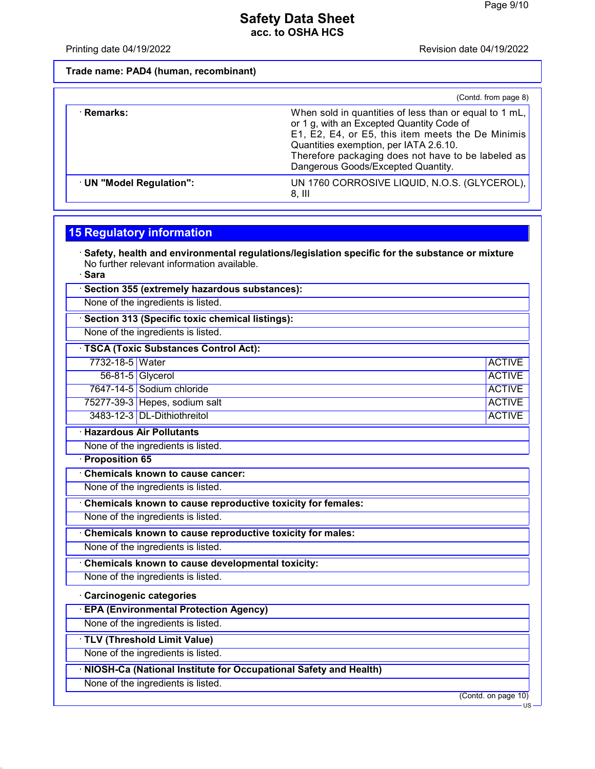Trade name: PAD4 (human, recombinant)

(Contd. from page 8)

| | |
|---|---|
| · **Remarks:** | When sold in quantities of less than or equal to 1 mL, or 1 g, with an Excepted Quantity Code of E1, E2, E4, or E5, this item meets the De Minimis Quantities exemption, per IATA 2.6.10. Therefore packaging does not have to be labeled as Dangerous Goods/Excepted Quantity. |
| · **UN "Model Regulation":** | UN 1760 CORROSIVE LIQUID, N.O.S. (GLYCEROL), 8, III |

## 15 Regulatory information

· **Safety, health and environmental regulations/legislation specific for the substance or mixture**
No further relevant information available.

· **Sara**

· **Section 355 (extremely hazardous substances):**
None of the ingredients is listed.

· **Section 313 (Specific toxic chemical listings):**
None of the ingredients is listed.

· **TSCA (Toxic Substances Control Act):**

| | | |
|---|---|---|
| 7732-18-5 | Water | ACTIVE |
| 56-81-5 | Glycerol | ACTIVE |
| 7647-14-5 | Sodium chloride | ACTIVE |
| 75277-39-3 | Hepes, sodium salt | ACTIVE |
| 3483-12-3 | DL-Dithiothreitol | ACTIVE |

· **Hazardous Air Pollutants**
None of the ingredients is listed.

· **Proposition 65**

· **Chemicals known to cause cancer:**
None of the ingredients is listed.

· **Chemicals known to cause reproductive toxicity for females:**
None of the ingredients is listed.

· **Chemicals known to cause reproductive toxicity for males:**
None of the ingredients is listed.

· **Chemicals known to cause developmental toxicity:**
None of the ingredients is listed.

· **Carcinogenic categories**

· **EPA (Environmental Protection Agency)**
None of the ingredients is listed.

· **TLV (Threshold Limit Value)**
None of the ingredients is listed.

· **NIOSH-Ca (National Institute for Occupational Safety and Health)**
None of the ingredients is listed.

(Contd. on page 10)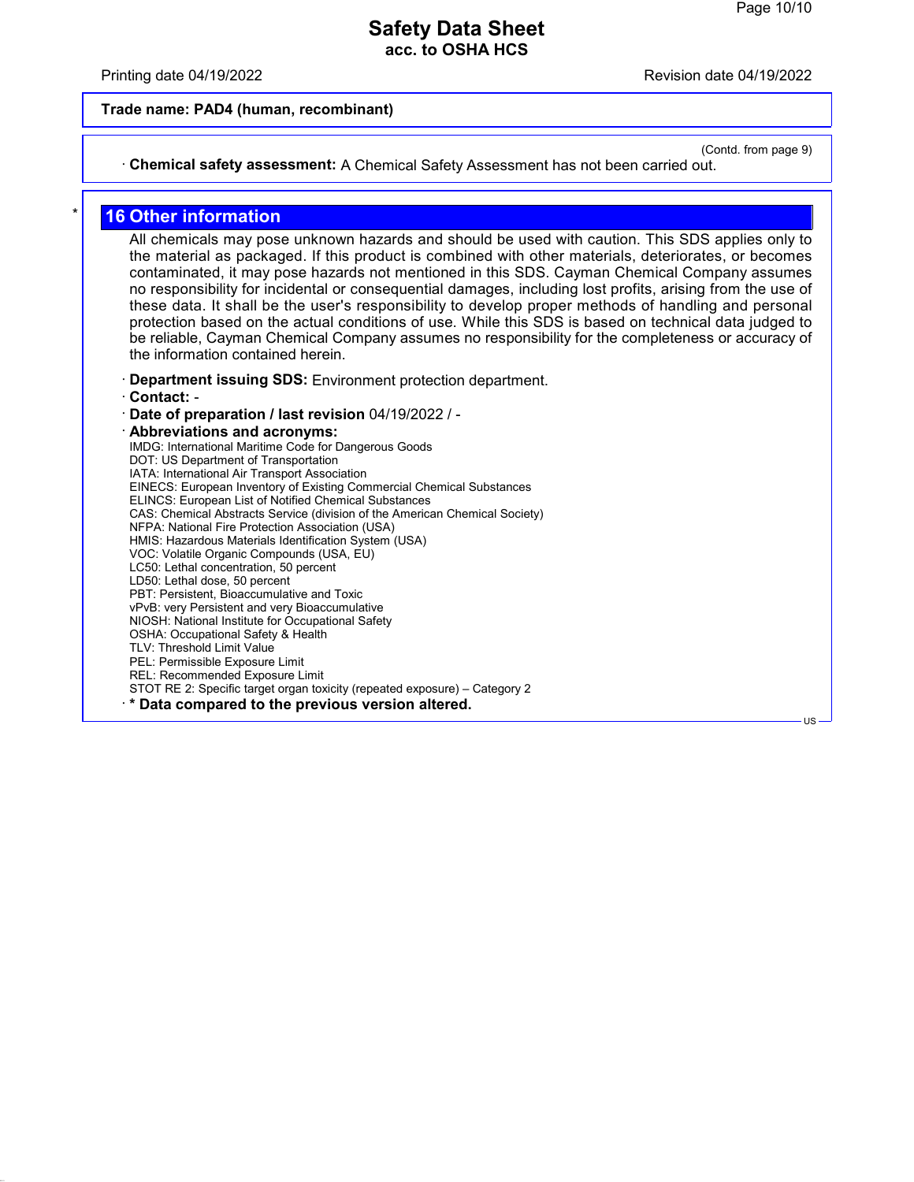**Trade name: PAD4 (human, recombinant)**

(Contd. from page 9)

· **Chemical safety assessment:** A Chemical Safety Assessment has not been carried out.

## * 16 Other information

All chemicals may pose unknown hazards and should be used with caution. This SDS applies only to the material as packaged. If this product is combined with other materials, deteriorates, or becomes contaminated, it may pose hazards not mentioned in this SDS. Cayman Chemical Company assumes no responsibility for incidental or consequential damages, including lost profits, arising from the use of these data. It shall be the user's responsibility to develop proper methods of handling and personal protection based on the actual conditions of use. While this SDS is based on technical data judged to be reliable, Cayman Chemical Company assumes no responsibility for the completeness or accuracy of the information contained herein.

· **Department issuing SDS:** Environment protection department.

· **Contact:** -

· **Date of preparation / last revision** 04/19/2022 / -

· **Abbreviations and acronyms:**

IMDG: International Maritime Code for Dangerous Goods
DOT: US Department of Transportation
IATA: International Air Transport Association
EINECS: European Inventory of Existing Commercial Chemical Substances
ELINCS: European List of Notified Chemical Substances
CAS: Chemical Abstracts Service (division of the American Chemical Society)
NFPA: National Fire Protection Association (USA)
HMIS: Hazardous Materials Identification System (USA)
VOC: Volatile Organic Compounds (USA, EU)
LC50: Lethal concentration, 50 percent
LD50: Lethal dose, 50 percent
PBT: Persistent, Bioaccumulative and Toxic
vPvB: very Persistent and very Bioaccumulative
NIOSH: National Institute for Occupational Safety
OSHA: Occupational Safety & Health
TLV: Threshold Limit Value
PEL: Permissible Exposure Limit
REL: Recommended Exposure Limit
STOT RE 2: Specific target organ toxicity (repeated exposure) – Category 2

· **\* Data compared to the previous version altered.**